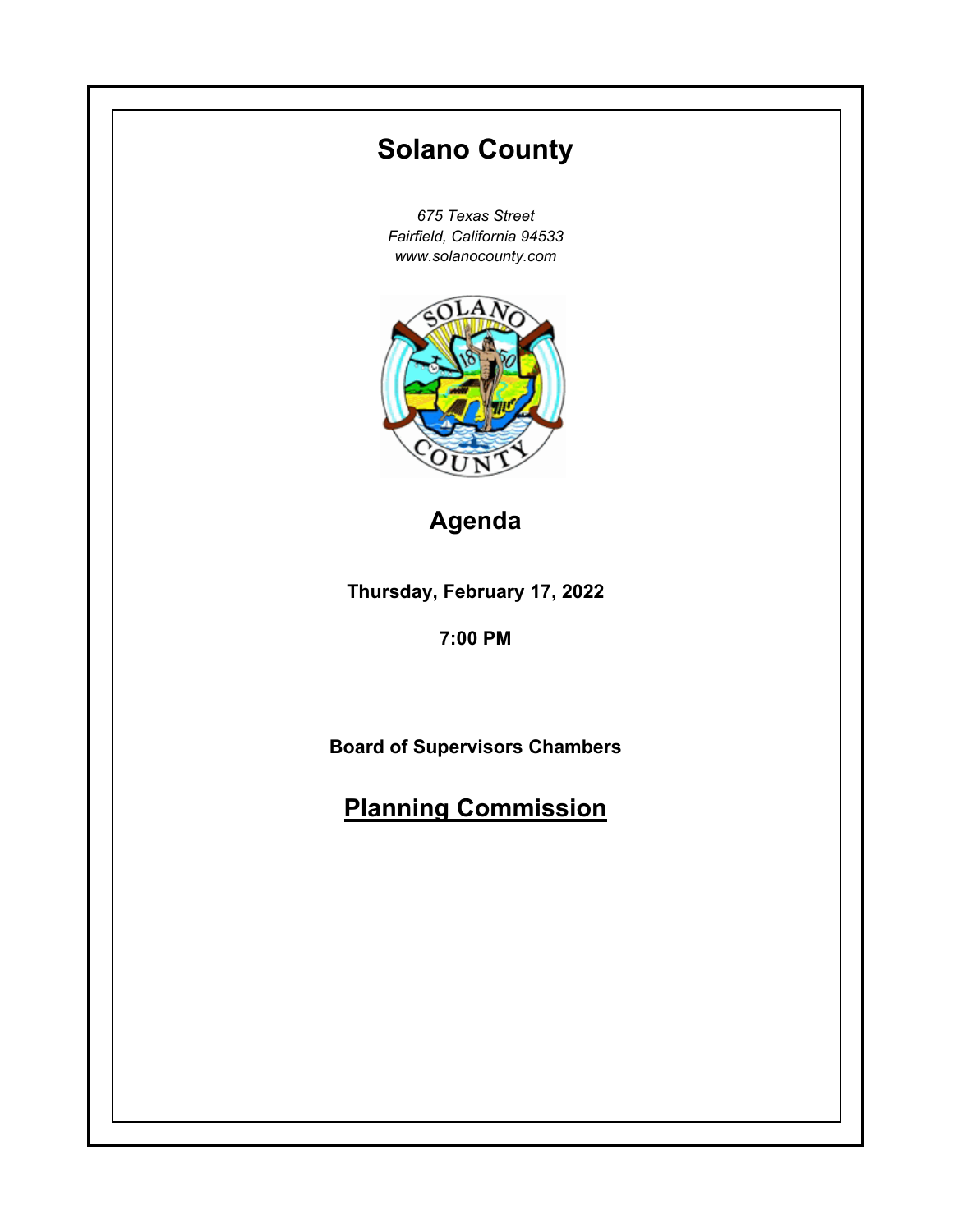# Solano County

*675 Texas Street*
*Fairfield, California 94533*
*www.solanocounty.com*

## Agenda

**Thursday, February 17, 2022**

**7:00 PM**

**Board of Supervisors Chambers**

## Planning Commission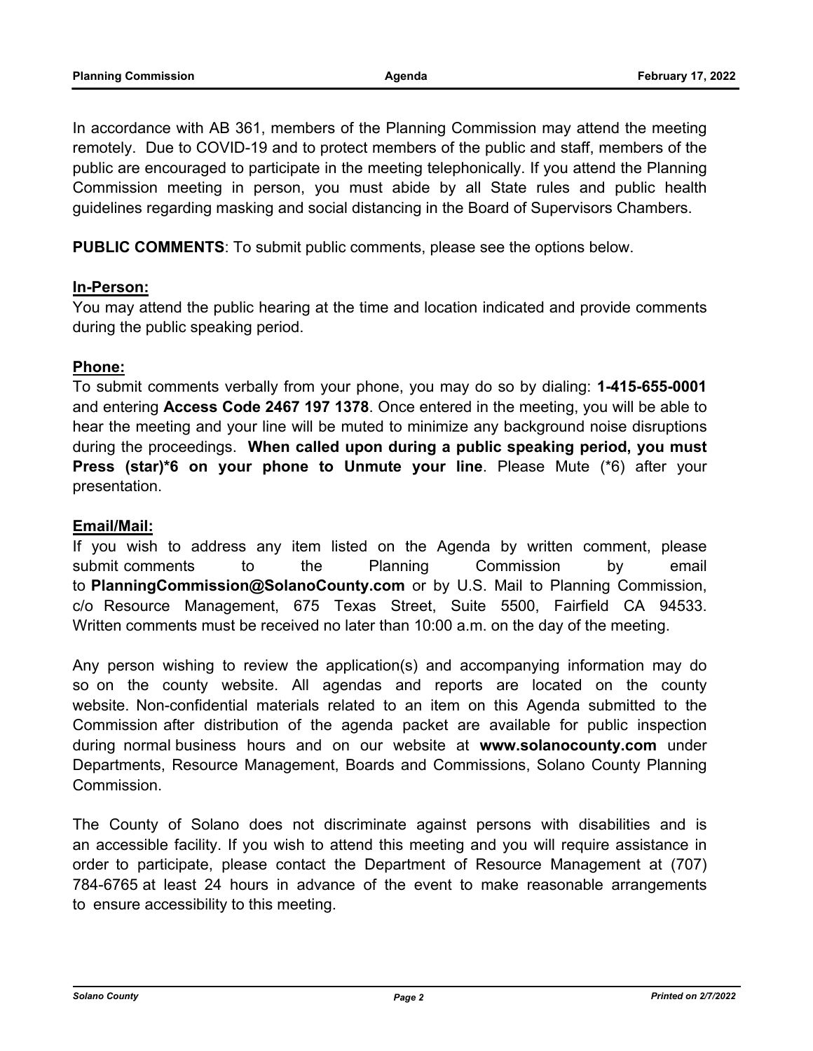In accordance with AB 361, members of the Planning Commission may attend the meeting remotely. Due to COVID-19 and to protect members of the public and staff, members of the public are encouraged to participate in the meeting telephonically. If you attend the Planning Commission meeting in person, you must abide by all State rules and public health guidelines regarding masking and social distancing in the Board of Supervisors Chambers.

**PUBLIC COMMENTS**: To submit public comments, please see the options below.

**In-Person:**

You may attend the public hearing at the time and location indicated and provide comments during the public speaking period.

**Phone:**

To submit comments verbally from your phone, you may do so by dialing: **1-415-655-0001** and entering **Access Code 2467 197 1378**. Once entered in the meeting, you will be able to hear the meeting and your line will be muted to minimize any background noise disruptions during the proceedings. **When called upon during a public speaking period, you must Press (star)*6 on your phone to Unmute your line**. Please Mute (*6) after your presentation.

**Email/Mail:**

If you wish to address any item listed on the Agenda by written comment, please submit comments to the Planning Commission by email to **PlanningCommission@SolanoCounty.com** or by U.S. Mail to Planning Commission, c/o Resource Management, 675 Texas Street, Suite 5500, Fairfield CA 94533. Written comments must be received no later than 10:00 a.m. on the day of the meeting.

Any person wishing to review the application(s) and accompanying information may do so on the county website. All agendas and reports are located on the county website. Non-confidential materials related to an item on this Agenda submitted to the Commission after distribution of the agenda packet are available for public inspection during normal business hours and on our website at **www.solanocounty.com** under Departments, Resource Management, Boards and Commissions, Solano County Planning Commission.

The County of Solano does not discriminate against persons with disabilities and is an accessible facility. If you wish to attend this meeting and you will require assistance in order to participate, please contact the Department of Resource Management at (707) 784-6765 at least 24 hours in advance of the event to make reasonable arrangements to ensure accessibility to this meeting.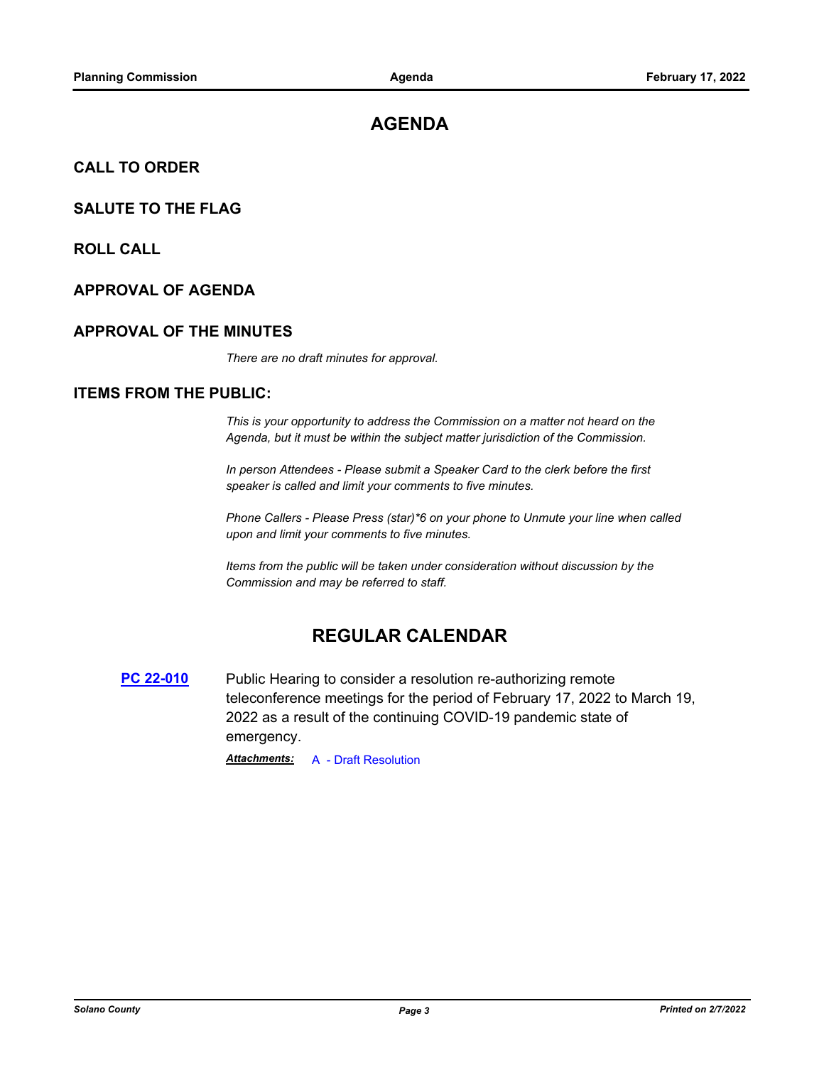# AGENDA

## CALL TO ORDER

## SALUTE TO THE FLAG

## ROLL CALL

## APPROVAL OF AGENDA

## APPROVAL OF THE MINUTES

*There are no draft minutes for approval.*

## ITEMS FROM THE PUBLIC:

*This is your opportunity to address the Commission on a matter not heard on the Agenda, but it must be within the subject matter jurisdiction of the Commission.*

*In person Attendees - Please submit a Speaker Card to the clerk before the first speaker is called and limit your comments to five minutes.*

*Phone Callers - Please Press (star)*6 on your phone to Unmute your line when called upon and limit your comments to five minutes.*

*Items from the public will be taken under consideration without discussion by the Commission and may be referred to staff.*

# REGULAR CALENDAR

**PC 22-010** Public Hearing to consider a resolution re-authorizing remote teleconference meetings for the period of February 17, 2022 to March 19, 2022 as a result of the continuing COVID-19 pandemic state of emergency.

***Attachments:*** A - Draft Resolution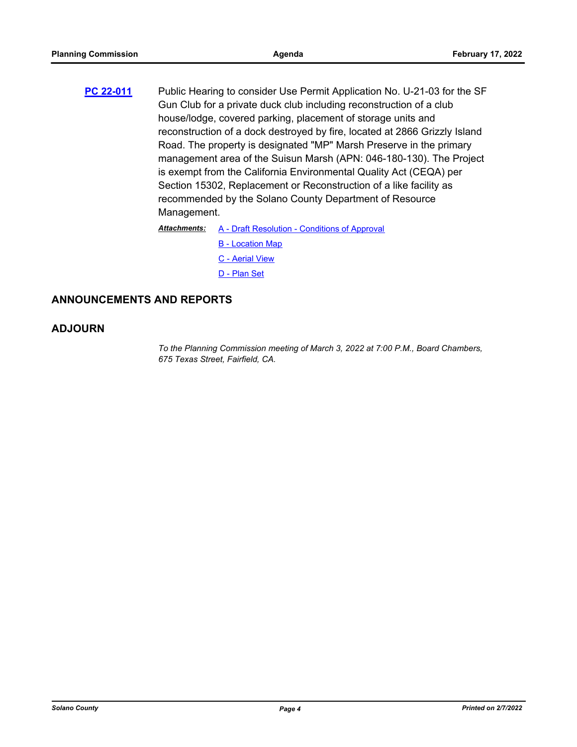**PC 22-011** Public Hearing to consider Use Permit Application No. U-21-03 for the SF Gun Club for a private duck club including reconstruction of a club house/lodge, covered parking, placement of storage units and reconstruction of a dock destroyed by fire, located at 2866 Grizzly Island Road. The property is designated "MP" Marsh Preserve in the primary management area of the Suisun Marsh (APN: 046-180-130). The Project is exempt from the California Environmental Quality Act (CEQA) per Section 15302, Replacement or Reconstruction of a like facility as recommended by the Solano County Department of Resource Management.

***Attachments:*** A - Draft Resolution - Conditions of Approval

B - Location Map

C - Aerial View

D - Plan Set

## ANNOUNCEMENTS AND REPORTS

## ADJOURN

*To the Planning Commission meeting of March 3, 2022 at 7:00 P.M., Board Chambers, 675 Texas Street, Fairfield, CA.*